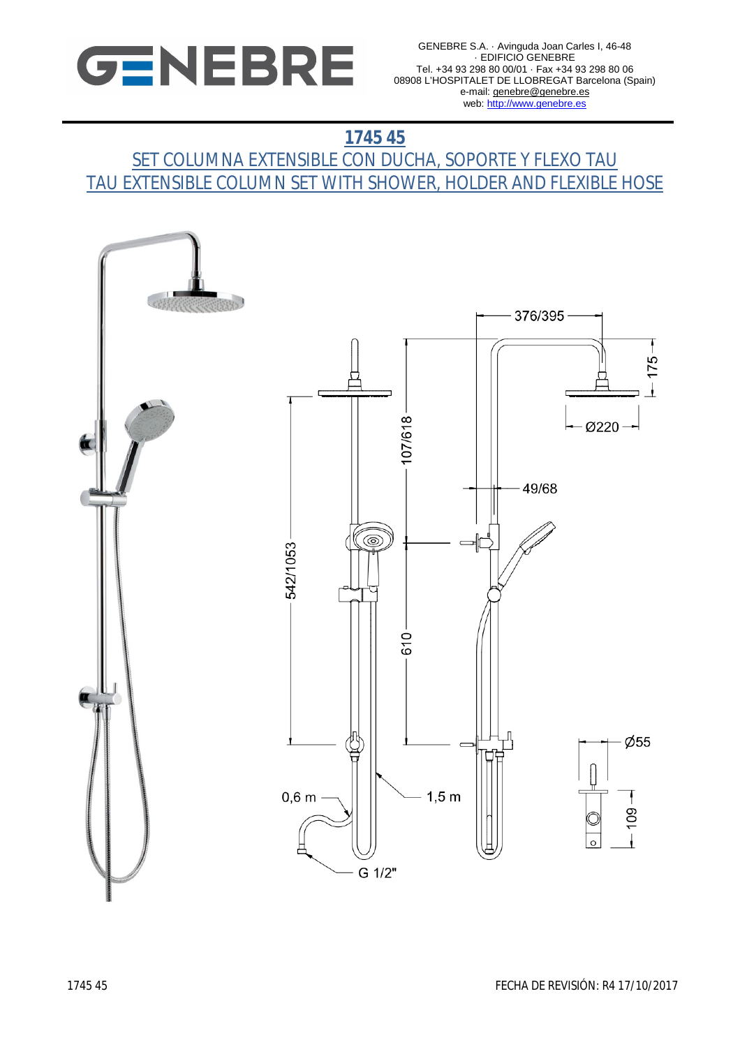GENEBRE S.A. · Avinguda Joan Carles I, 46-48 · EDIFICIO GENEBRE
Tel. +34 93 298 80 00/01 · Fax +34 93 298 80 06
08908 L'HOSPITALET DE LLOBREGAT Barcelona (Spain)
e-mail: genebre@genebre.es
web: http://www.genebre.es

# 1745 45

## SET COLUMNA EXTENSIBLE CON DUCHA, SOPORTE Y FLEXO TAU
## TAU EXTENSIBLE COLUMN SET WITH SHOWER, HOLDER AND FLEXIBLE HOSE

376/395

175

Ø220

107/618

49/68

542/1053

610

Ø55

109

0,6 m

1,5 m

G 1/2"

1745 45

FECHA DE REVISIÓN: R4 17/10/2017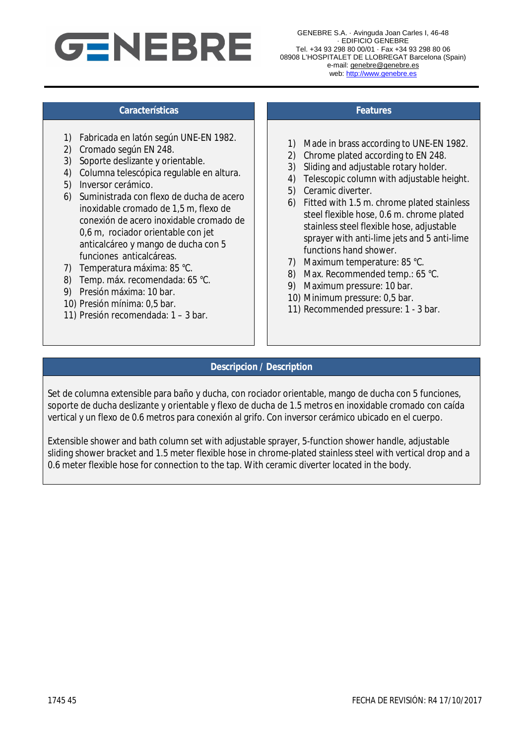GENEBRE

GENEBRE S.A. · Avinguda Joan Carles I, 46-48 · EDIFICIO GENEBRE
Tel. +34 93 298 80 00/01 · Fax +34 93 298 80 06
08908 L'HOSPITALET DE LLOBREGAT Barcelona (Spain)
e-mail: genebre@genebre.es
web: http://www.genebre.es

## Características

1) Fabricada en latón según UNE-EN 1982.
2) Cromado según EN 248.
3) Soporte deslizante y orientable.
4) Columna telescópica regulable en altura.
5) Inversor cerámico.
6) Suministrada con flexo de ducha de acero inoxidable cromado de 1,5 m, flexo de conexión de acero inoxidable cromado de 0,6 m, rociador orientable con jet anticalcáreo y mango de ducha con 5 funciones anticalcáreas.
7) Temperatura máxima: 85 ºC.
8) Temp. máx. recomendada: 65 ºC.
9) Presión máxima: 10 bar.
10) Presión mínima: 0,5 bar.
11) Presión recomendada: 1 – 3 bar.

## Features

1) Made in brass according to UNE-EN 1982.
2) Chrome plated according to EN 248.
3) Sliding and adjustable rotary holder.
4) Telescopic column with adjustable height.
5) Ceramic diverter.
6) Fitted with 1.5 m. chrome plated stainless steel flexible hose, 0.6 m. chrome plated stainless steel flexible hose, adjustable sprayer with anti-lime jets and 5 anti-lime functions hand shower.
7) Maximum temperature: 85 ºC.
8) Max. Recommended temp.: 65 ºC.
9) Maximum pressure: 10 bar.
10) Minimum pressure: 0,5 bar.
11) Recommended pressure: 1 - 3 bar.

## Descripcion / Description

Set de columna extensible para baño y ducha, con rociador orientable, mango de ducha con 5 funciones, soporte de ducha deslizante y orientable y flexo de ducha de 1.5 metros en inoxidable cromado con caída vertical y un flexo de 0.6 metros para conexión al grifo. Con inversor cerámico ubicado en el cuerpo.

Extensible shower and bath column set with adjustable sprayer, 5-function shower handle, adjustable sliding shower bracket and 1.5 meter flexible hose in chrome-plated stainless steel with vertical drop and a 0.6 meter flexible hose for connection to the tap. With ceramic diverter located in the body.

1745 45

FECHA DE REVISIÓN: R4 17/10/2017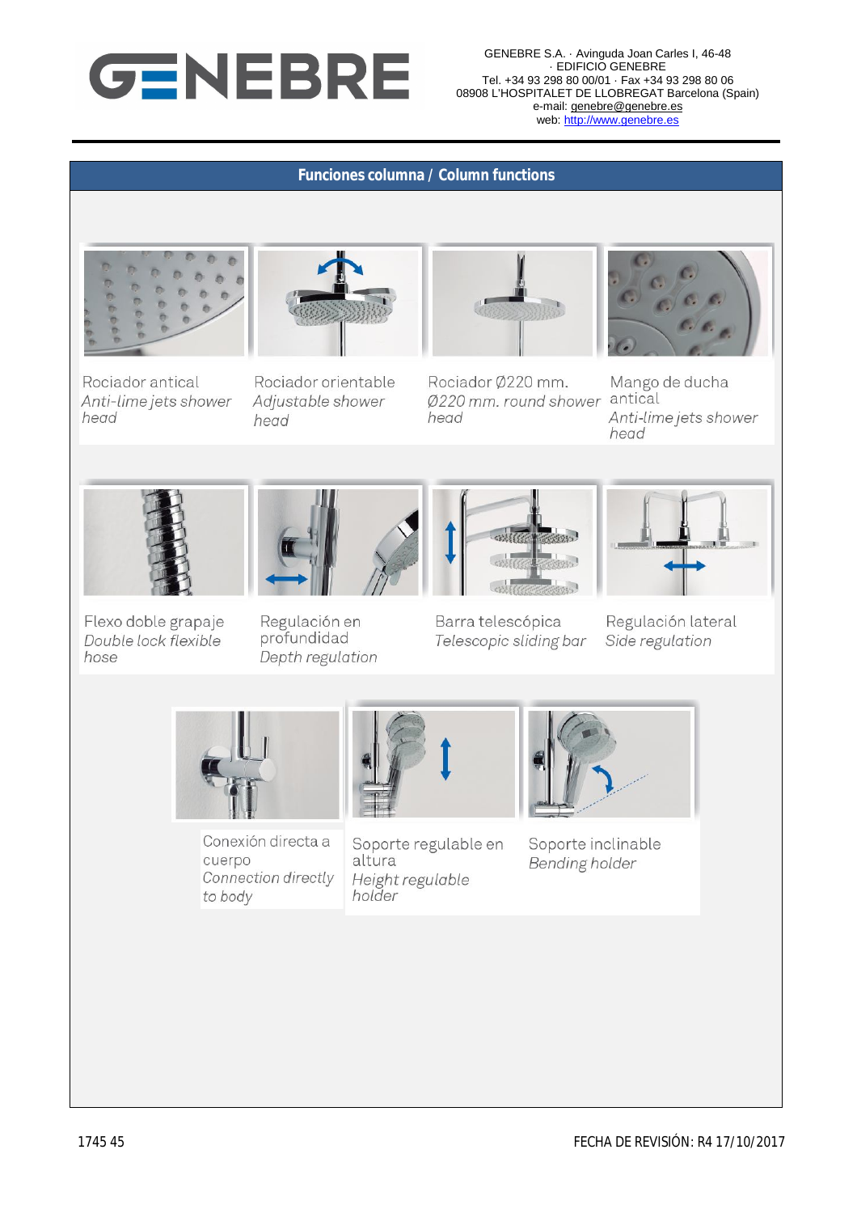GENEBRE S.A. · Avinguda Joan Carles I, 46-48 · EDIFICIO GENEBRE
Tel. +34 93 298 80 00/01 · Fax +34 93 298 80 06
08908 L'HOSPITALET DE LLOBREGAT Barcelona (Spain)
e-mail: genebre@genebre.es
web: http://www.genebre.es

## Funciones columna / Column functions

Rociador antical
*Anti-lime jets shower head*

Rociador orientable
*Adjustable shower head*

Rociador Ø220 mm.
*Ø220 mm. round shower head*

Mango de ducha antical
*Anti-lime jets shower head*

Flexo doble grapaje
*Double lock flexible hose*

Regulación en profundidad
*Depth regulation*

Barra telescópica
*Telescopic sliding bar*

Regulación lateral
*Side regulation*

Conexión directa a cuerpo
*Connection directly to body*

Soporte regulable en altura
*Height regulable holder*

Soporte inclinable
*Bending holder*

1745 45

FECHA DE REVISIÓN: R4 17/10/2017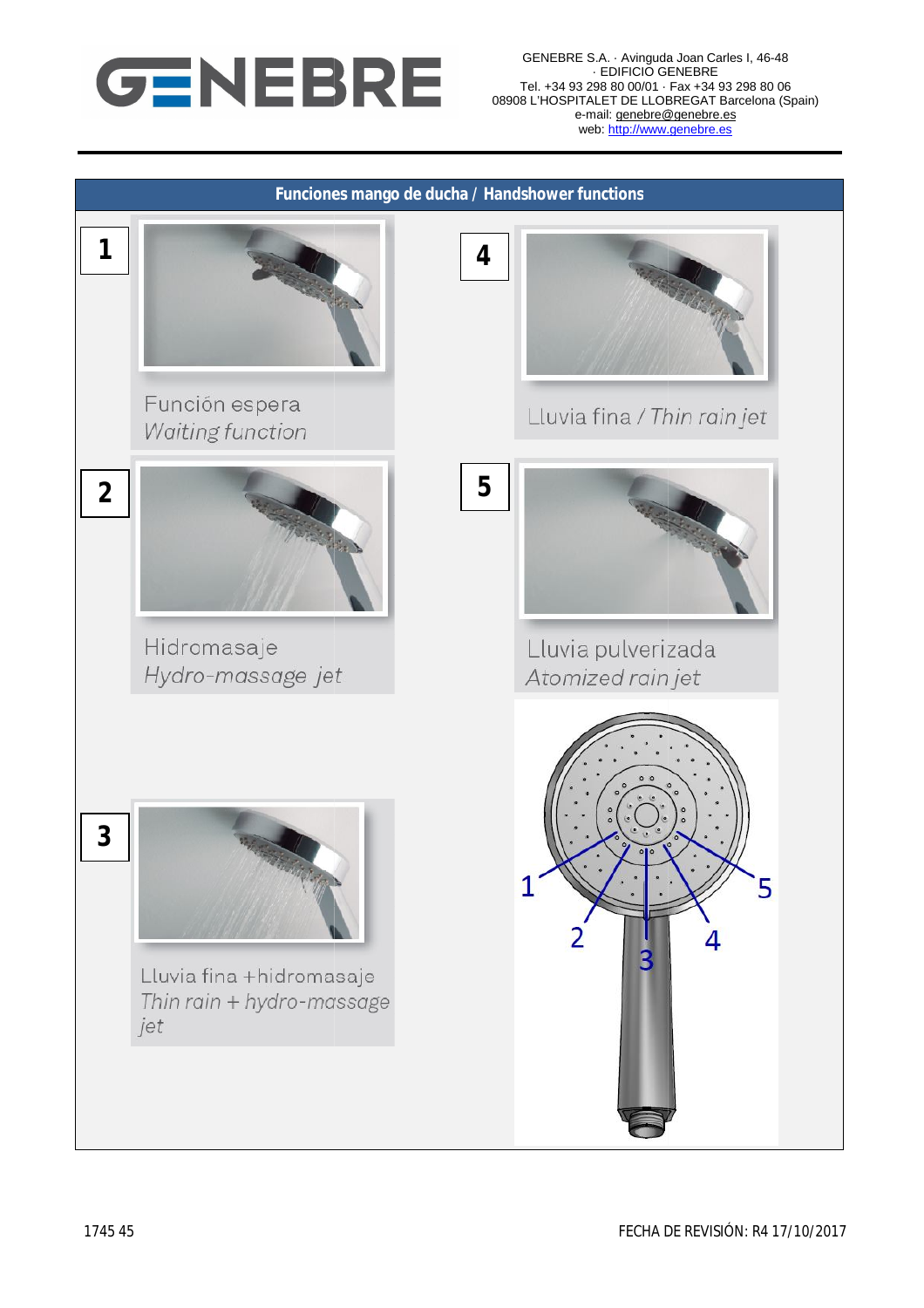GENEBRE S.A. · Avinguda Joan Carles I, 46-48 · EDIFICIO GENEBRE
Tel. +34 93 298 80 00/01 · Fax +34 93 298 80 06
08908 L'HOSPITALET DE LLOBREGAT Barcelona (Spain)
e-mail: genebre@genebre.es
web: http://www.genebre.es

## Funciones mango de ducha / Handshower functions

**1**
Función espera
*Waiting function*

**2**
Hidromasaje
*Hydro-massage jet*

**3**
Lluvia fina +hidromasaje
*Thin rain + hydro-massage jet*

**4**
Lluvia fina / *Thin rain jet*

**5**
Lluvia pulverizada
*Atomized rain jet*

1 2 3 4 5

1745 45

FECHA DE REVISIÓN: R4 17/10/2017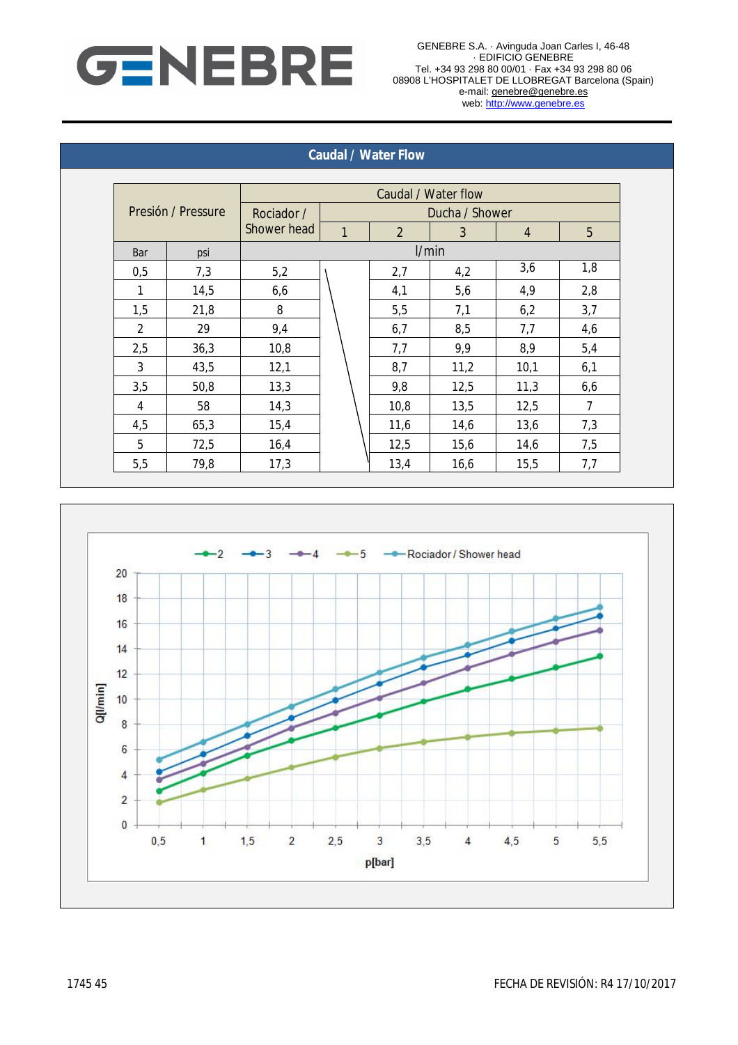GENEBRE S.A. · Avinguda Joan Carles I, 46-48 · EDIFICIO GENEBRE
Tel. +34 93 298 80 00/01 · Fax +34 93 298 80 06
08908 L'HOSPITALET DE LLOBREGAT Barcelona (Spain)
e-mail: genebre@genebre.es
web: http://www.genebre.es

## Caudal / Water Flow

| Presión / Pressure | | Caudal / Water flow | | | | | |
|---|---|---|---|---|---|---|---|
| | | Rociador / Shower head | Ducha / Shower | | | | |
| | | | 1 | 2 | 3 | 4 | 5 |
| Bar | psi | l/min | | | | | |
| 0,5 | 7,3 | 5,2 | | 2,7 | 4,2 | 3,6 | 1,8 |
| 1 | 14,5 | 6,6 | | 4,1 | 5,6 | 4,9 | 2,8 |
| 1,5 | 21,8 | 8 | | 5,5 | 7,1 | 6,2 | 3,7 |
| 2 | 29 | 9,4 | | 6,7 | 8,5 | 7,7 | 4,6 |
| 2,5 | 36,3 | 10,8 | | 7,7 | 9,9 | 8,9 | 5,4 |
| 3 | 43,5 | 12,1 | | 8,7 | 11,2 | 10,1 | 6,1 |
| 3,5 | 50,8 | 13,3 | | 9,8 | 12,5 | 11,3 | 6,6 |
| 4 | 58 | 14,3 | | 10,8 | 13,5 | 12,5 | 7 |
| 4,5 | 65,3 | 15,4 | | 11,6 | 14,6 | 13,6 | 7,3 |
| 5 | 72,5 | 16,4 | | 12,5 | 15,6 | 14,6 | 7,5 |
| 5,5 | 79,8 | 17,3 | | 13,4 | 16,6 | 15,5 | 7,7 |

1745 45

FECHA DE REVISIÓN: R4 17/10/2017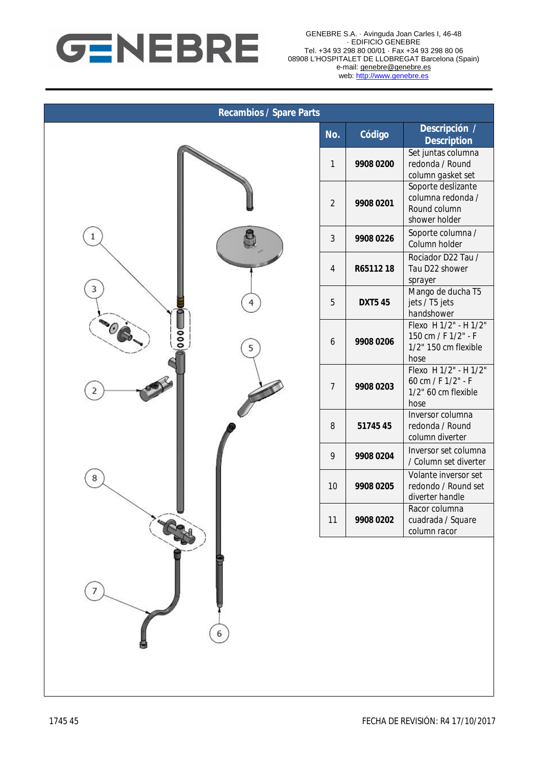GENEBRE S.A. · Avinguda Joan Carles I, 46-48 · EDIFICIO GENEBRE
Tel. +34 93 298 80 00/01 · Fax +34 93 298 80 06
08908 L'HOSPITALET DE LLOBREGAT Barcelona (Spain)
e-mail: genebre@genebre.es
web: http://www.genebre.es

## Recambios / Spare Parts

| No. | Código | Descripción / Description |
|---|---|---|
| 1 | **9908 0200** | Set juntas columna redonda / Round column gasket set |
| 2 | **9908 0201** | Soporte deslizante columna redonda / Round column shower holder |
| 3 | **9908 0226** | Soporte columna / Column holder |
| 4 | **R65112 18** | Rociador D22 Tau / Tau D22 shower sprayer |
| 5 | **DXT5 45** | Mango de ducha T5 jets / T5 jets handshower |
| 6 | **9908 0206** | Flexo H 1/2" - H 1/2" 150 cm / F 1/2" - F 1/2" 150 cm flexible hose |
| 7 | **9908 0203** | Flexo H 1/2" - H 1/2" 60 cm / F 1/2" - F 1/2" 60 cm flexible hose |
| 8 | **51745 45** | Inversor columna redonda / Round column diverter |
| 9 | **9908 0204** | Inversor set columna / Column set diverter |
| 10 | **9908 0205** | Volante inversor set redondo / Round set diverter handle |
| 11 | **9908 0202** | Racor columna cuadrada / Square column racor |

1745 45

FECHA DE REVISIÓN: R4 17/10/2017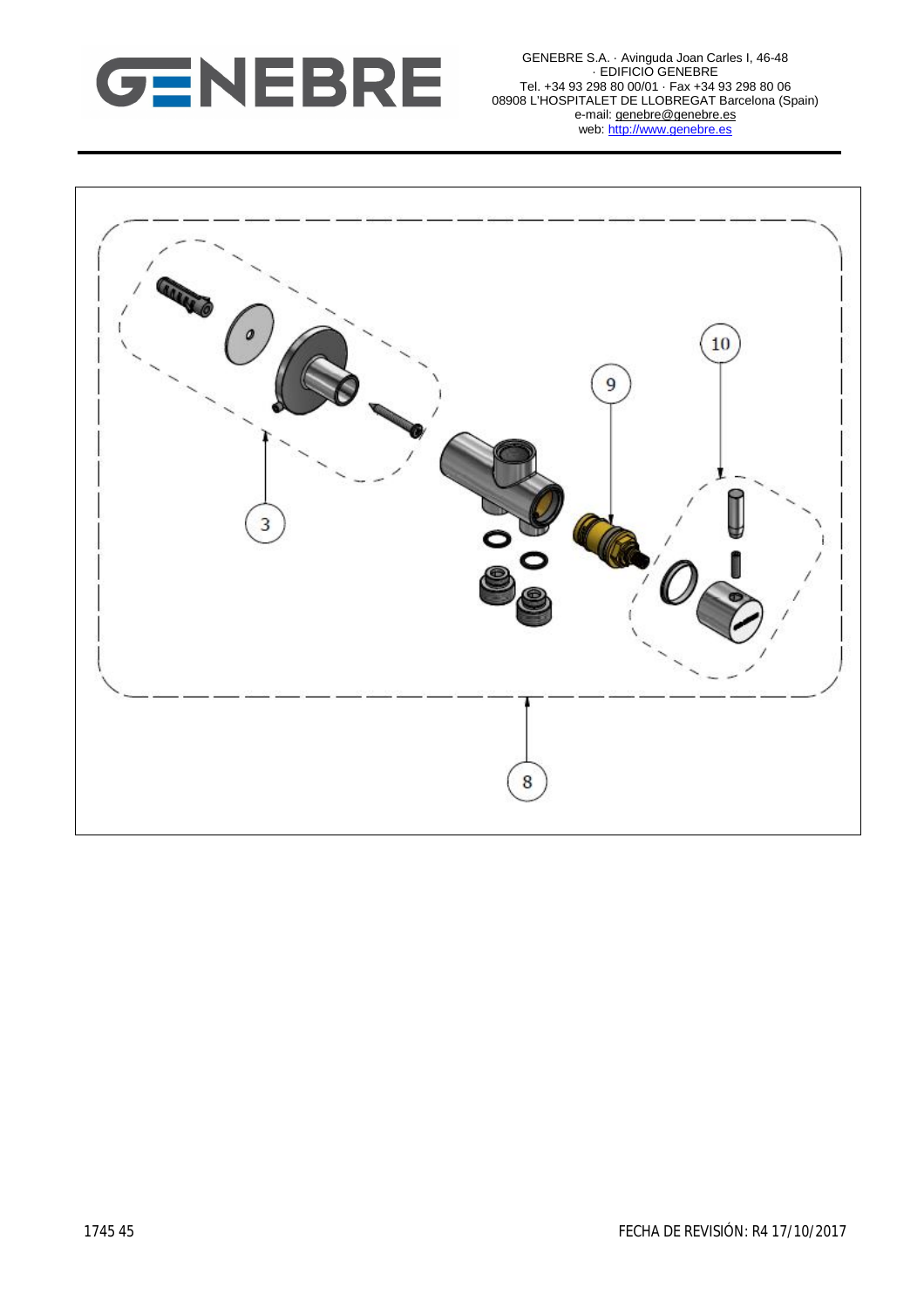GENEBRE S.A. · Avinguda Joan Carles I, 46-48 · EDIFICIO GENEBRE
Tel. +34 93 298 80 00/01 · Fax +34 93 298 80 06
08908 L'HOSPITALET DE LLOBREGAT Barcelona (Spain)
e-mail: genebre@genebre.es
web: http://www.genebre.es

3

9

10

8

1745 45

FECHA DE REVISIÓN: R4 17/10/2017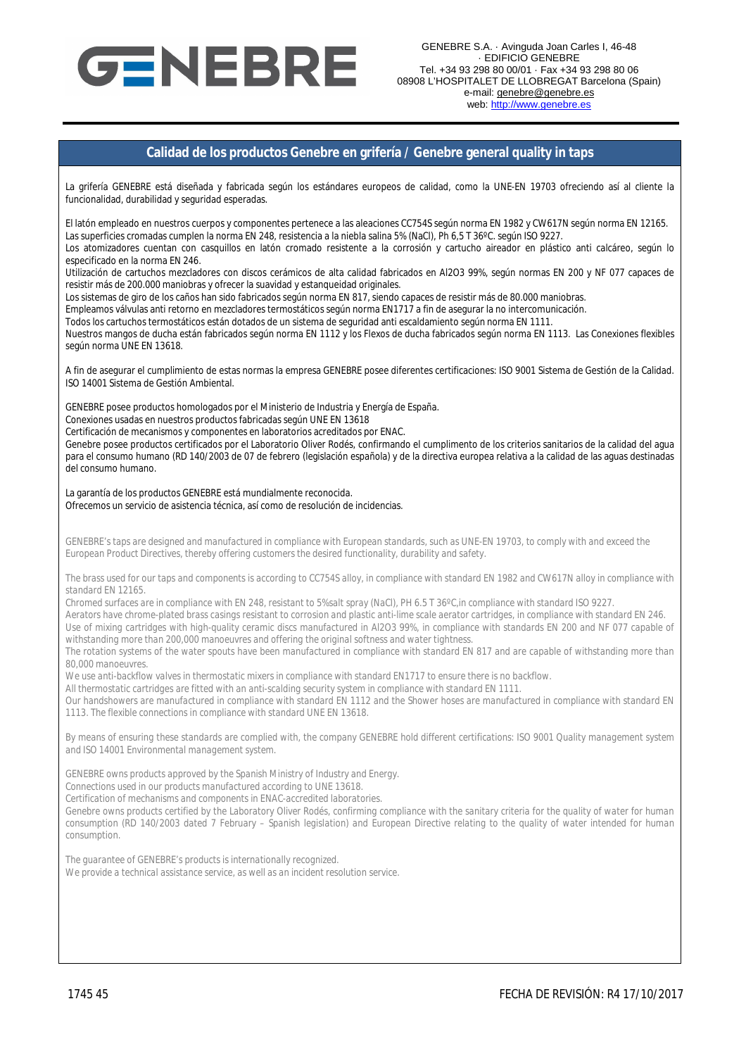GENEBRE S.A. · Avinguda Joan Carles I, 46-48
· EDIFICIO GENEBRE
Tel. +34 93 298 80 00/01 · Fax +34 93 298 80 06
08908 L'HOSPITALET DE LLOBREGAT Barcelona (Spain)
e-mail: genebre@genebre.es
web: http://www.genebre.es

## Calidad de los productos Genebre en grifería / Genebre general quality in taps

La grifería GENEBRE está diseñada y fabricada según los estándares europeos de calidad, como la UNE-EN 19703 ofreciendo así al cliente la funcionalidad, durabilidad y seguridad esperadas.

El latón empleado en nuestros cuerpos y componentes pertenece a las aleaciones CC754S según norma EN 1982 y CW617N según norma EN 12165.
Las superficies cromadas cumplen la norma EN 248, resistencia a la niebla salina 5% (NaCl), Ph 6,5 T 36ºC. según ISO 9227.
Los atomizadores cuentan con casquillos en latón cromado resistente a la corrosión y cartucho aireador en plástico anti calcáreo, según lo especificado en la norma EN 246.
Utilización de cartuchos mezcladores con discos cerámicos de alta calidad fabricados en Al2O3 99%, según normas EN 200 y NF 077 capaces de resistir más de 200.000 maniobras y ofrecer la suavidad y estanqueidad originales.
Los sistemas de giro de los caños han sido fabricados según norma EN 817, siendo capaces de resistir más de 80.000 maniobras.
Empleamos válvulas anti retorno en mezcladores termostáticos según norma EN1717 a fin de asegurar la no intercomunicación.
Todos los cartuchos termostáticos están dotados de un sistema de seguridad anti escaldamiento según norma EN 1111.
Nuestros mangos de ducha están fabricados según norma EN 1112 y los Flexos de ducha fabricados según norma EN 1113. Las Conexiones flexibles según norma UNE EN 13618.

A fin de asegurar el cumplimiento de estas normas la empresa GENEBRE posee diferentes certificaciones: ISO 9001 Sistema de Gestión de la Calidad. ISO 14001 Sistema de Gestión Ambiental.

GENEBRE posee productos homologados por el Ministerio de Industria y Energía de España.
Conexiones usadas en nuestros productos fabricadas según UNE EN 13618
Certificación de mecanismos y componentes en laboratorios acreditados por ENAC.
Genebre posee productos certificados por el Laboratorio Oliver Rodés, confirmando el cumplimento de los criterios sanitarios de la calidad del agua para el consumo humano (RD 140/2003 de 07 de febrero (legislación española) y de la directiva europea relativa a la calidad de las aguas destinadas del consumo humano.

La garantía de los productos GENEBRE está mundialmente reconocida.
Ofrecemos un servicio de asistencia técnica, así como de resolución de incidencias.

*GENEBRE's taps are designed and manufactured in compliance with European standards, such as UNE-EN 19703, to comply with and exceed the European Product Directives, thereby offering customers the desired functionality, durability and safety.*

*The brass used for our taps and components is according to CC754S alloy, in compliance with standard EN 1982 and CW617N alloy in compliance with standard EN 12165.*
*Chromed surfaces are in compliance with EN 248, resistant to 5%salt spray (NaCl), PH 6.5 T 36ºC,in compliance with standard ISO 9227.*
*Aerators have chrome-plated brass casings resistant to corrosion and plastic anti-lime scale aerator cartridges, in compliance with standard EN 246.*
*Use of mixing cartridges with high-quality ceramic discs manufactured in Al2O3 99%, in compliance with standards EN 200 and NF 077 capable of withstanding more than 200,000 manoeuvres and offering the original softness and water tightness.*
*The rotation systems of the water spouts have been manufactured in compliance with standard EN 817 and are capable of withstanding more than 80,000 manoeuvres.*
*We use anti-backflow valves in thermostatic mixers in compliance with standard EN1717 to ensure there is no backflow.*
*All thermostatic cartridges are fitted with an anti-scalding security system in compliance with standard EN 1111.*
*Our handshowers are manufactured in compliance with standard EN 1112 and the Shower hoses are manufactured in compliance with standard EN 1113. The flexible connections in compliance with standard UNE EN 13618.*

*By means of ensuring these standards are complied with, the company GENEBRE hold different certifications: ISO 9001 Quality management system and ISO 14001 Environmental management system.*

*GENEBRE owns products approved by the Spanish Ministry of Industry and Energy.*
*Connections used in our products manufactured according to UNE 13618.*
*Certification of mechanisms and components in ENAC-accredited laboratories.*
*Genebre owns products certified by the Laboratory Oliver Rodés, confirming compliance with the sanitary criteria for the quality of water for human consumption (RD 140/2003 dated 7 February – Spanish legislation) and European Directive relating to the quality of water intended for human consumption.*

*The guarantee of GENEBRE's products is internationally recognized.*
*We provide a technical assistance service, as well as an incident resolution service.*

1745 45

FECHA DE REVISIÓN: R4 17/10/2017